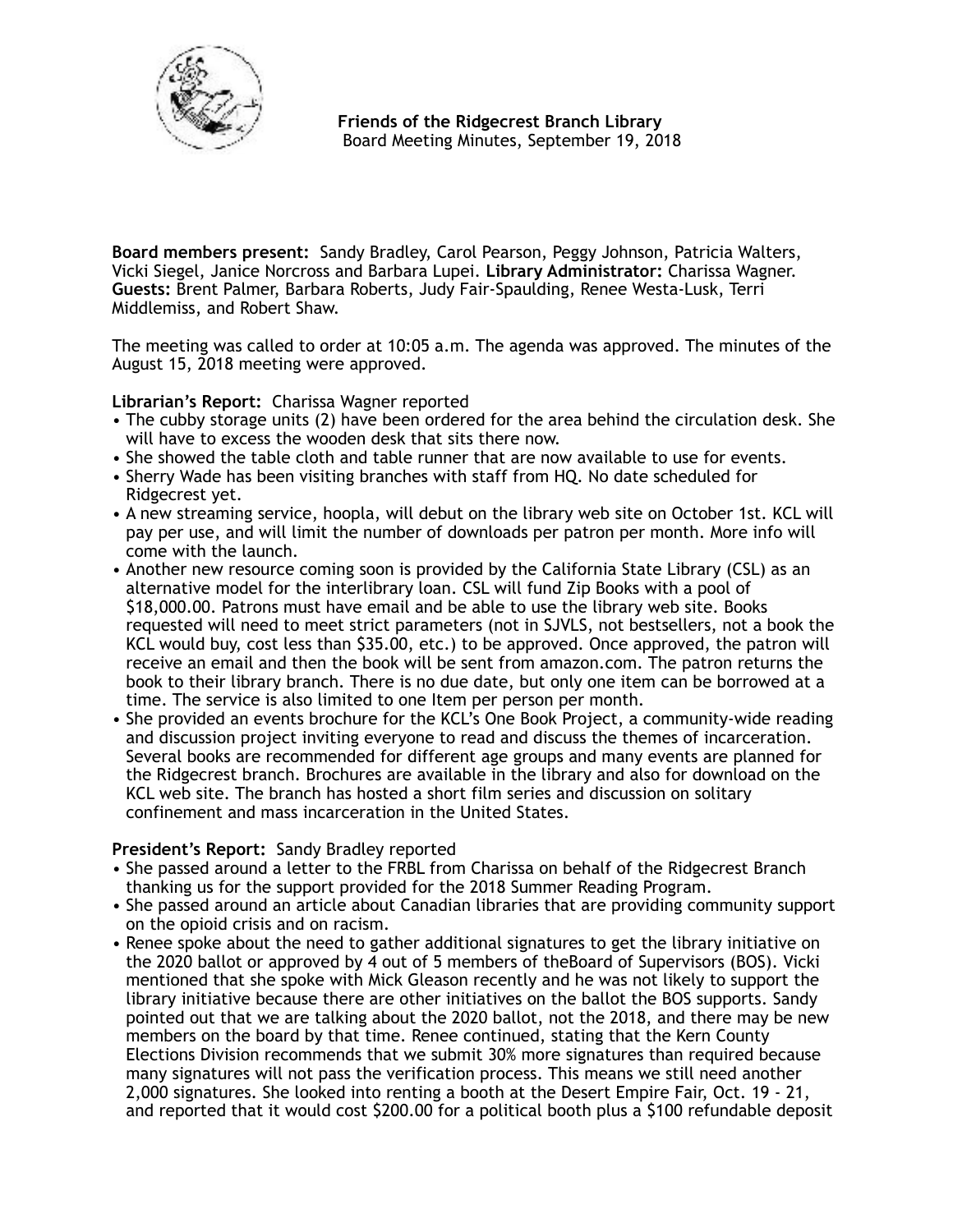**Friends of the Ridgecrest Branch Library**
Board Meeting Minutes, September 19, 2018

**Board members present:** Sandy Bradley, Carol Pearson, Peggy Johnson, Patricia Walters, Vicki Siegel, Janice Norcross and Barbara Lupei. **Library Administrator:** Charissa Wagner. **Guests:** Brent Palmer, Barbara Roberts, Judy Fair-Spaulding, Renee Westa-Lusk, Terri Middlemiss, and Robert Shaw.

The meeting was called to order at 10:05 a.m. The agenda was approved. The minutes of the August 15, 2018 meeting were approved.

**Librarian's Report:** Charissa Wagner reported

- The cubby storage units (2) have been ordered for the area behind the circulation desk. She will have to excess the wooden desk that sits there now.
- She showed the table cloth and table runner that are now available to use for events.
- Sherry Wade has been visiting branches with staff from HQ. No date scheduled for Ridgecrest yet.
- A new streaming service, hoopla, will debut on the library web site on October 1st. KCL will pay per use, and will limit the number of downloads per patron per month. More info will come with the launch.
- Another new resource coming soon is provided by the California State Library (CSL) as an alternative model for the interlibrary loan. CSL will fund Zip Books with a pool of $18,000.00. Patrons must have email and be able to use the library web site. Books requested will need to meet strict parameters (not in SJVLS, not bestsellers, not a book the KCL would buy, cost less than $35.00, etc.) to be approved. Once approved, the patron will receive an email and then the book will be sent from amazon.com. The patron returns the book to their library branch. There is no due date, but only one item can be borrowed at a time. The service is also limited to one Item per person per month.
- She provided an events brochure for the KCL's One Book Project, a community-wide reading and discussion project inviting everyone to read and discuss the themes of incarceration. Several books are recommended for different age groups and many events are planned for the Ridgecrest branch. Brochures are available in the library and also for download on the KCL web site. The branch has hosted a short film series and discussion on solitary confinement and mass incarceration in the United States.

**President's Report:** Sandy Bradley reported

- She passed around a letter to the FRBL from Charissa on behalf of the Ridgecrest Branch thanking us for the support provided for the 2018 Summer Reading Program.
- She passed around an article about Canadian libraries that are providing community support on the opioid crisis and on racism.
- Renee spoke about the need to gather additional signatures to get the library initiative on the 2020 ballot or approved by 4 out of 5 members of theBoard of Supervisors (BOS). Vicki mentioned that she spoke with Mick Gleason recently and he was not likely to support the library initiative because there are other initiatives on the ballot the BOS supports. Sandy pointed out that we are talking about the 2020 ballot, not the 2018, and there may be new members on the board by that time. Renee continued, stating that the Kern County Elections Division recommends that we submit 30% more signatures than required because many signatures will not pass the verification process. This means we still need another 2,000 signatures. She looked into renting a booth at the Desert Empire Fair, Oct. 19 - 21, and reported that it would cost $200.00 for a political booth plus a $100 refundable deposit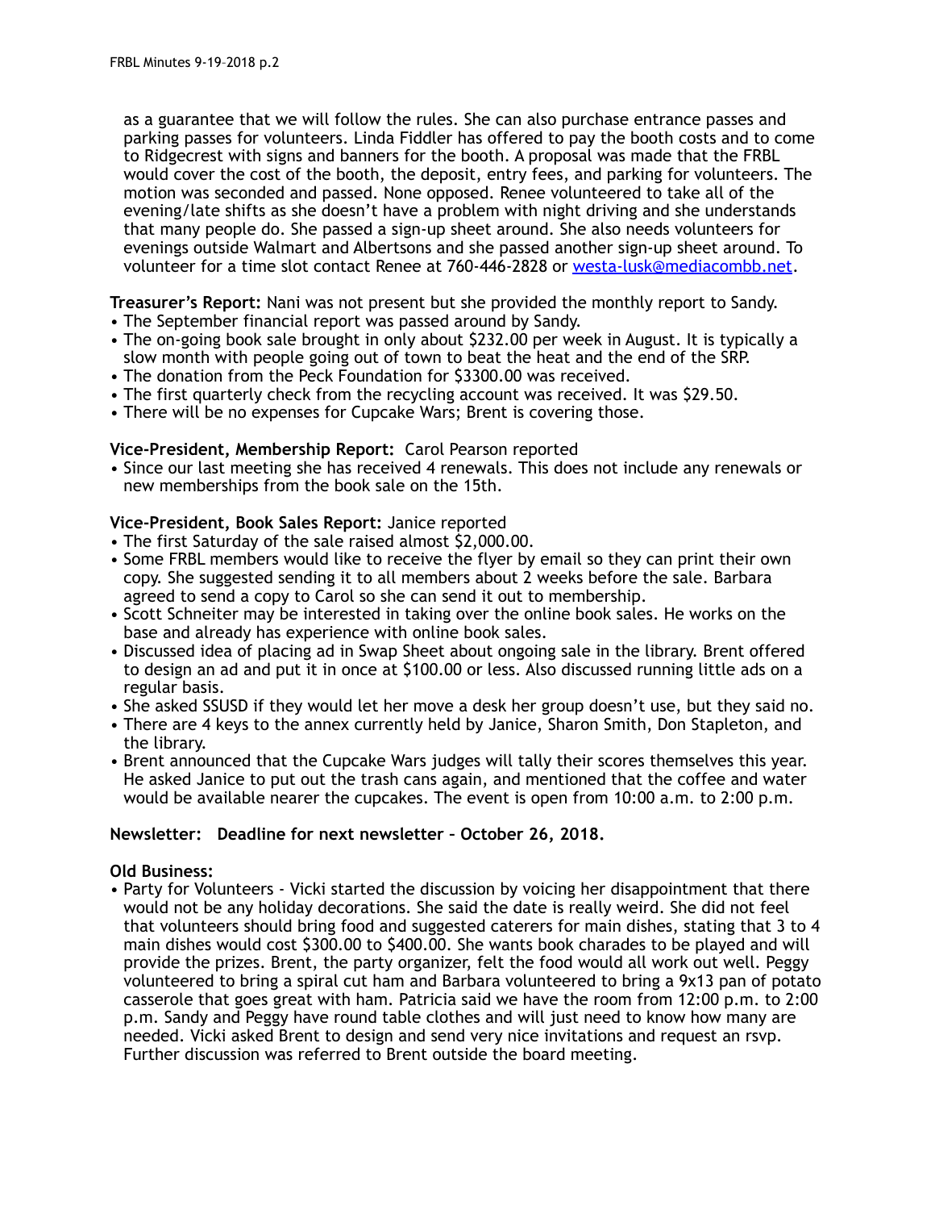as a guarantee that we will follow the rules. She can also purchase entrance passes and parking passes for volunteers. Linda Fiddler has offered to pay the booth costs and to come to Ridgecrest with signs and banners for the booth. A proposal was made that the FRBL would cover the cost of the booth, the deposit, entry fees, and parking for volunteers. The motion was seconded and passed. None opposed. Renee volunteered to take all of the evening/late shifts as she doesn't have a problem with night driving and she understands that many people do. She passed a sign-up sheet around. She also needs volunteers for evenings outside Walmart and Albertsons and she passed another sign-up sheet around. To volunteer for a time slot contact Renee at 760-446-2828 or westa-lusk@mediacombb.net.

**Treasurer's Report:** Nani was not present but she provided the monthly report to Sandy.

- The September financial report was passed around by Sandy.
- The on-going book sale brought in only about $232.00 per week in August. It is typically a slow month with people going out of town to beat the heat and the end of the SRP.
- The donation from the Peck Foundation for $3300.00 was received.
- The first quarterly check from the recycling account was received. It was $29.50.
- There will be no expenses for Cupcake Wars; Brent is covering those.

**Vice-President, Membership Report:** Carol Pearson reported

- Since our last meeting she has received 4 renewals. This does not include any renewals or new memberships from the book sale on the 15th.

**Vice-President, Book Sales Report:** Janice reported

- The first Saturday of the sale raised almost $2,000.00.
- Some FRBL members would like to receive the flyer by email so they can print their own copy. She suggested sending it to all members about 2 weeks before the sale. Barbara agreed to send a copy to Carol so she can send it out to membership.
- Scott Schneiter may be interested in taking over the online book sales. He works on the base and already has experience with online book sales.
- Discussed idea of placing ad in Swap Sheet about ongoing sale in the library. Brent offered to design an ad and put it in once at $100.00 or less. Also discussed running little ads on a regular basis.
- She asked SSUSD if they would let her move a desk her group doesn't use, but they said no.
- There are 4 keys to the annex currently held by Janice, Sharon Smith, Don Stapleton, and the library.
- Brent announced that the Cupcake Wars judges will tally their scores themselves this year. He asked Janice to put out the trash cans again, and mentioned that the coffee and water would be available nearer the cupcakes. The event is open from 10:00 a.m. to 2:00 p.m.

**Newsletter: Deadline for next newsletter – October 26, 2018.**

**Old Business:**

- Party for Volunteers - Vicki started the discussion by voicing her disappointment that there would not be any holiday decorations. She said the date is really weird. She did not feel that volunteers should bring food and suggested caterers for main dishes, stating that 3 to 4 main dishes would cost $300.00 to $400.00. She wants book charades to be played and will provide the prizes. Brent, the party organizer, felt the food would all work out well. Peggy volunteered to bring a spiral cut ham and Barbara volunteered to bring a 9x13 pan of potato casserole that goes great with ham. Patricia said we have the room from 12:00 p.m. to 2:00 p.m. Sandy and Peggy have round table clothes and will just need to know how many are needed. Vicki asked Brent to design and send very nice invitations and request an rsvp. Further discussion was referred to Brent outside the board meeting.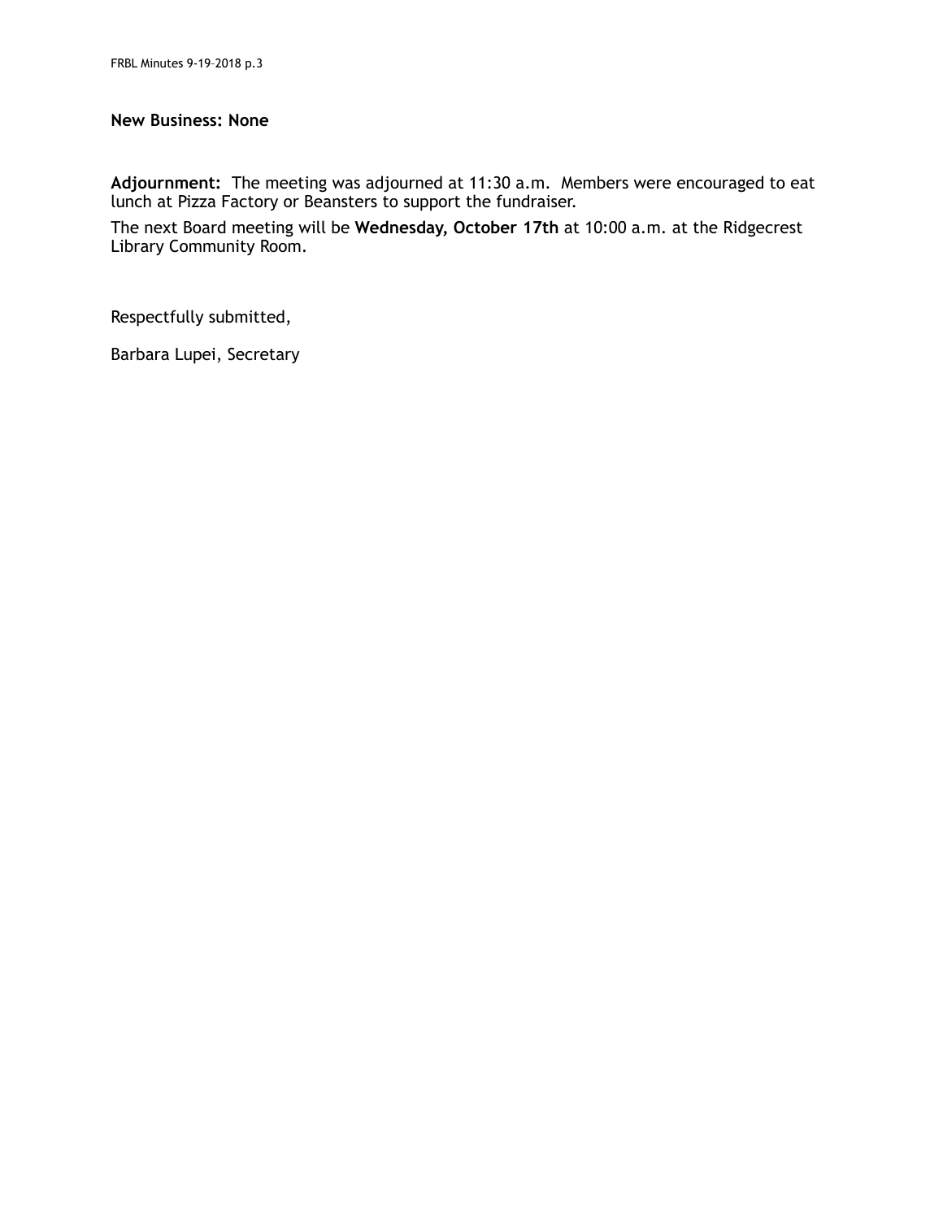**New Business: None**

**Adjournment:** The meeting was adjourned at 11:30 a.m. Members were encouraged to eat lunch at Pizza Factory or Beansters to support the fundraiser.

The next Board meeting will be **Wednesday, October 17th** at 10:00 a.m. at the Ridgecrest Library Community Room.

Respectfully submitted,

Barbara Lupei, Secretary